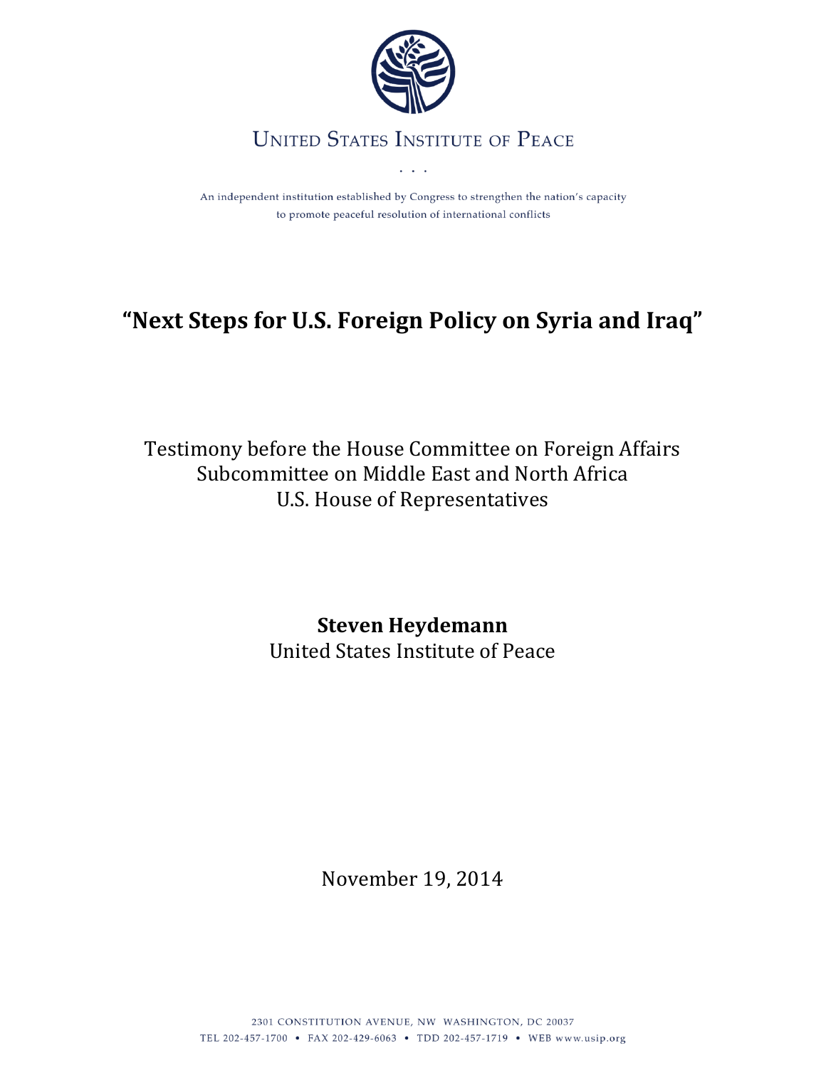United States Institute of Peace

. . .

An independent institution established by Congress to strengthen the nation's capacity to promote peaceful resolution of international conflicts

# "Next Steps for U.S. Foreign Policy on Syria and Iraq"

Testimony before the House Committee on Foreign Affairs
Subcommittee on Middle East and North Africa
U.S. House of Representatives

**Steven Heydemann**
United States Institute of Peace

November 19, 2014

2301 CONSTITUTION AVENUE, NW WASHINGTON, DC 20037
TEL 202-457-1700 • FAX 202-429-6063 • TDD 202-457-1719 • WEB www.usip.org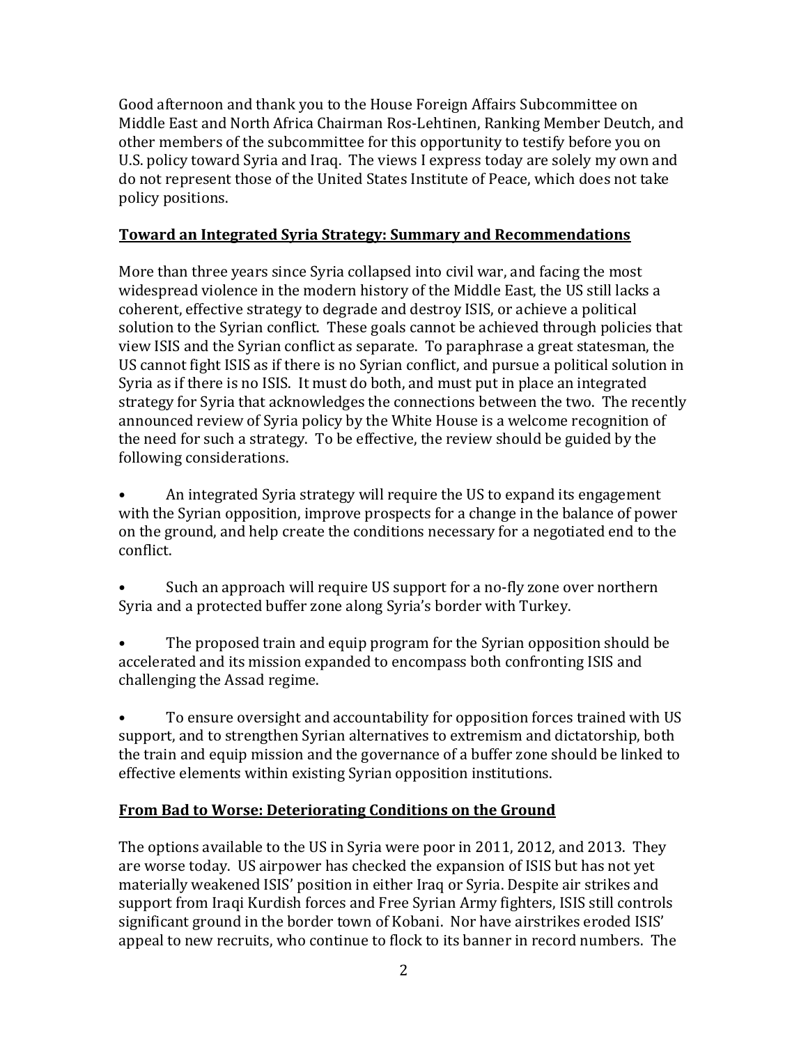Good afternoon and thank you to the House Foreign Affairs Subcommittee on Middle East and North Africa Chairman Ros-Lehtinen, Ranking Member Deutch, and other members of the subcommittee for this opportunity to testify before you on U.S. policy toward Syria and Iraq. The views I express today are solely my own and do not represent those of the United States Institute of Peace, which does not take policy positions.

## Toward an Integrated Syria Strategy: Summary and Recommendations

More than three years since Syria collapsed into civil war, and facing the most widespread violence in the modern history of the Middle East, the US still lacks a coherent, effective strategy to degrade and destroy ISIS, or achieve a political solution to the Syrian conflict. These goals cannot be achieved through policies that view ISIS and the Syrian conflict as separate. To paraphrase a great statesman, the US cannot fight ISIS as if there is no Syrian conflict, and pursue a political solution in Syria as if there is no ISIS. It must do both, and must put in place an integrated strategy for Syria that acknowledges the connections between the two. The recently announced review of Syria policy by the White House is a welcome recognition of the need for such a strategy. To be effective, the review should be guided by the following considerations.

- An integrated Syria strategy will require the US to expand its engagement with the Syrian opposition, improve prospects for a change in the balance of power on the ground, and help create the conditions necessary for a negotiated end to the conflict.

- Such an approach will require US support for a no-fly zone over northern Syria and a protected buffer zone along Syria's border with Turkey.

- The proposed train and equip program for the Syrian opposition should be accelerated and its mission expanded to encompass both confronting ISIS and challenging the Assad regime.

- To ensure oversight and accountability for opposition forces trained with US support, and to strengthen Syrian alternatives to extremism and dictatorship, both the train and equip mission and the governance of a buffer zone should be linked to effective elements within existing Syrian opposition institutions.

## From Bad to Worse: Deteriorating Conditions on the Ground

The options available to the US in Syria were poor in 2011, 2012, and 2013. They are worse today. US airpower has checked the expansion of ISIS but has not yet materially weakened ISIS' position in either Iraq or Syria. Despite air strikes and support from Iraqi Kurdish forces and Free Syrian Army fighters, ISIS still controls significant ground in the border town of Kobani. Nor have airstrikes eroded ISIS' appeal to new recruits, who continue to flock to its banner in record numbers. The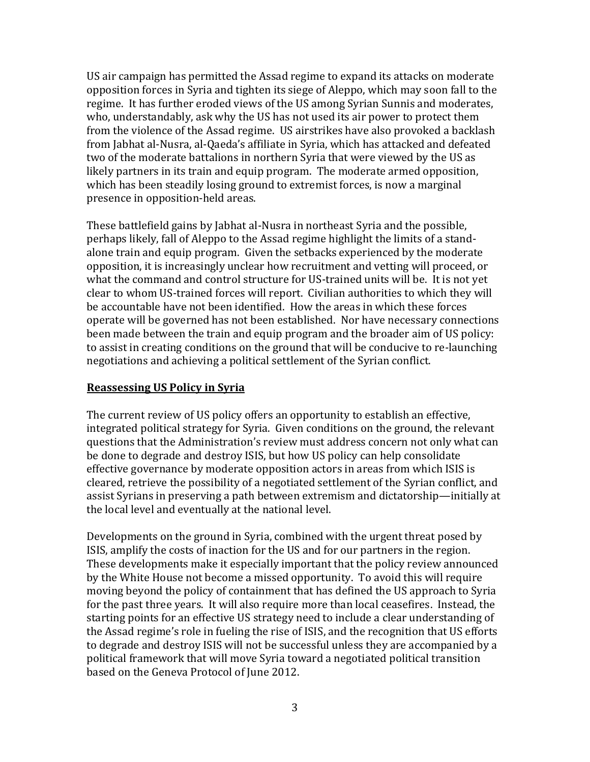US air campaign has permitted the Assad regime to expand its attacks on moderate opposition forces in Syria and tighten its siege of Aleppo, which may soon fall to the regime. It has further eroded views of the US among Syrian Sunnis and moderates, who, understandably, ask why the US has not used its air power to protect them from the violence of the Assad regime. US airstrikes have also provoked a backlash from Jabhat al-Nusra, al-Qaeda's affiliate in Syria, which has attacked and defeated two of the moderate battalions in northern Syria that were viewed by the US as likely partners in its train and equip program. The moderate armed opposition, which has been steadily losing ground to extremist forces, is now a marginal presence in opposition-held areas.

These battlefield gains by Jabhat al-Nusra in northeast Syria and the possible, perhaps likely, fall of Aleppo to the Assad regime highlight the limits of a stand-alone train and equip program. Given the setbacks experienced by the moderate opposition, it is increasingly unclear how recruitment and vetting will proceed, or what the command and control structure for US-trained units will be. It is not yet clear to whom US-trained forces will report. Civilian authorities to which they will be accountable have not been identified. How the areas in which these forces operate will be governed has not been established. Nor have necessary connections been made between the train and equip program and the broader aim of US policy: to assist in creating conditions on the ground that will be conducive to re-launching negotiations and achieving a political settlement of the Syrian conflict.

## Reassessing US Policy in Syria

The current review of US policy offers an opportunity to establish an effective, integrated political strategy for Syria. Given conditions on the ground, the relevant questions that the Administration's review must address concern not only what can be done to degrade and destroy ISIS, but how US policy can help consolidate effective governance by moderate opposition actors in areas from which ISIS is cleared, retrieve the possibility of a negotiated settlement of the Syrian conflict, and assist Syrians in preserving a path between extremism and dictatorship—initially at the local level and eventually at the national level.

Developments on the ground in Syria, combined with the urgent threat posed by ISIS, amplify the costs of inaction for the US and for our partners in the region. These developments make it especially important that the policy review announced by the White House not become a missed opportunity. To avoid this will require moving beyond the policy of containment that has defined the US approach to Syria for the past three years. It will also require more than local ceasefires. Instead, the starting points for an effective US strategy need to include a clear understanding of the Assad regime's role in fueling the rise of ISIS, and the recognition that US efforts to degrade and destroy ISIS will not be successful unless they are accompanied by a political framework that will move Syria toward a negotiated political transition based on the Geneva Protocol of June 2012.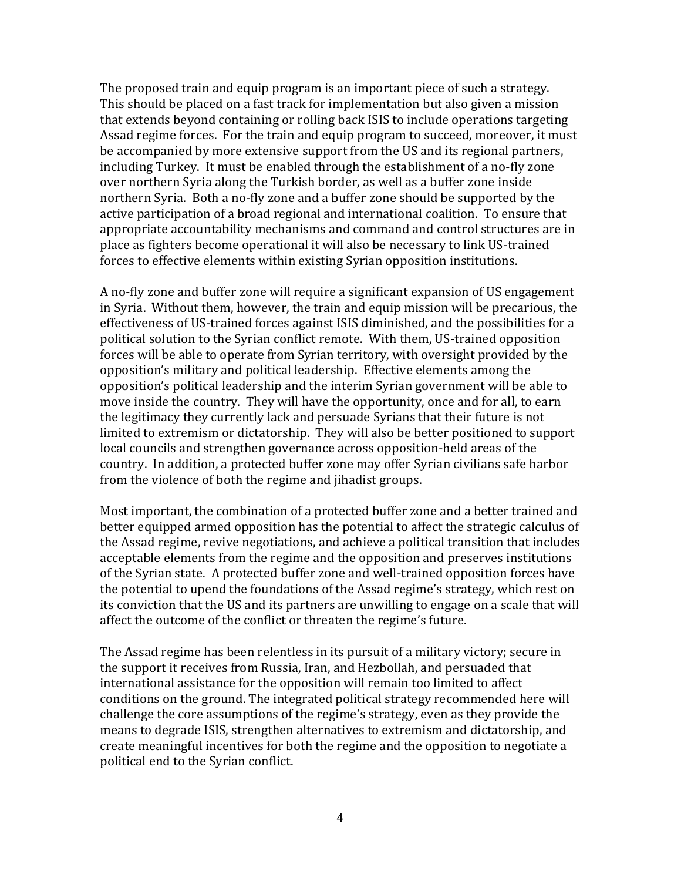The proposed train and equip program is an important piece of such a strategy. This should be placed on a fast track for implementation but also given a mission that extends beyond containing or rolling back ISIS to include operations targeting Assad regime forces. For the train and equip program to succeed, moreover, it must be accompanied by more extensive support from the US and its regional partners, including Turkey. It must be enabled through the establishment of a no-fly zone over northern Syria along the Turkish border, as well as a buffer zone inside northern Syria. Both a no-fly zone and a buffer zone should be supported by the active participation of a broad regional and international coalition. To ensure that appropriate accountability mechanisms and command and control structures are in place as fighters become operational it will also be necessary to link US-trained forces to effective elements within existing Syrian opposition institutions.

A no-fly zone and buffer zone will require a significant expansion of US engagement in Syria. Without them, however, the train and equip mission will be precarious, the effectiveness of US-trained forces against ISIS diminished, and the possibilities for a political solution to the Syrian conflict remote. With them, US-trained opposition forces will be able to operate from Syrian territory, with oversight provided by the opposition's military and political leadership. Effective elements among the opposition's political leadership and the interim Syrian government will be able to move inside the country. They will have the opportunity, once and for all, to earn the legitimacy they currently lack and persuade Syrians that their future is not limited to extremism or dictatorship. They will also be better positioned to support local councils and strengthen governance across opposition-held areas of the country. In addition, a protected buffer zone may offer Syrian civilians safe harbor from the violence of both the regime and jihadist groups.

Most important, the combination of a protected buffer zone and a better trained and better equipped armed opposition has the potential to affect the strategic calculus of the Assad regime, revive negotiations, and achieve a political transition that includes acceptable elements from the regime and the opposition and preserves institutions of the Syrian state. A protected buffer zone and well-trained opposition forces have the potential to upend the foundations of the Assad regime's strategy, which rest on its conviction that the US and its partners are unwilling to engage on a scale that will affect the outcome of the conflict or threaten the regime's future.

The Assad regime has been relentless in its pursuit of a military victory; secure in the support it receives from Russia, Iran, and Hezbollah, and persuaded that international assistance for the opposition will remain too limited to affect conditions on the ground. The integrated political strategy recommended here will challenge the core assumptions of the regime's strategy, even as they provide the means to degrade ISIS, strengthen alternatives to extremism and dictatorship, and create meaningful incentives for both the regime and the opposition to negotiate a political end to the Syrian conflict.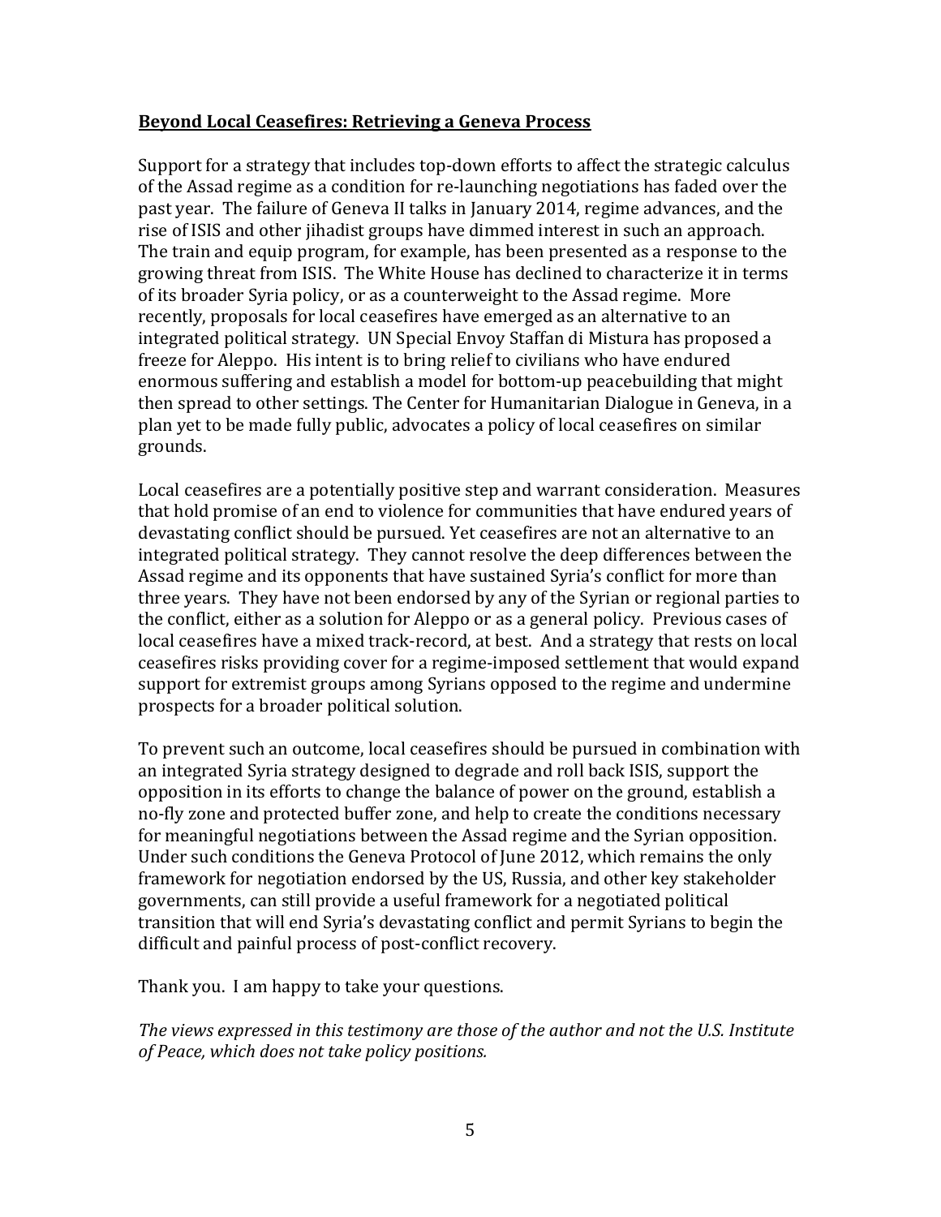## **Beyond Local Ceasefires: Retrieving a Geneva Process**

Support for a strategy that includes top-down efforts to affect the strategic calculus of the Assad regime as a condition for re-launching negotiations has faded over the past year. The failure of Geneva II talks in January 2014, regime advances, and the rise of ISIS and other jihadist groups have dimmed interest in such an approach. The train and equip program, for example, has been presented as a response to the growing threat from ISIS. The White House has declined to characterize it in terms of its broader Syria policy, or as a counterweight to the Assad regime. More recently, proposals for local ceasefires have emerged as an alternative to an integrated political strategy. UN Special Envoy Staffan di Mistura has proposed a freeze for Aleppo. His intent is to bring relief to civilians who have endured enormous suffering and establish a model for bottom-up peacebuilding that might then spread to other settings. The Center for Humanitarian Dialogue in Geneva, in a plan yet to be made fully public, advocates a policy of local ceasefires on similar grounds.

Local ceasefires are a potentially positive step and warrant consideration. Measures that hold promise of an end to violence for communities that have endured years of devastating conflict should be pursued. Yet ceasefires are not an alternative to an integrated political strategy. They cannot resolve the deep differences between the Assad regime and its opponents that have sustained Syria's conflict for more than three years. They have not been endorsed by any of the Syrian or regional parties to the conflict, either as a solution for Aleppo or as a general policy. Previous cases of local ceasefires have a mixed track-record, at best. And a strategy that rests on local ceasefires risks providing cover for a regime-imposed settlement that would expand support for extremist groups among Syrians opposed to the regime and undermine prospects for a broader political solution.

To prevent such an outcome, local ceasefires should be pursued in combination with an integrated Syria strategy designed to degrade and roll back ISIS, support the opposition in its efforts to change the balance of power on the ground, establish a no-fly zone and protected buffer zone, and help to create the conditions necessary for meaningful negotiations between the Assad regime and the Syrian opposition. Under such conditions the Geneva Protocol of June 2012, which remains the only framework for negotiation endorsed by the US, Russia, and other key stakeholder governments, can still provide a useful framework for a negotiated political transition that will end Syria's devastating conflict and permit Syrians to begin the difficult and painful process of post-conflict recovery.

Thank you. I am happy to take your questions.

*The views expressed in this testimony are those of the author and not the U.S. Institute of Peace, which does not take policy positions.*